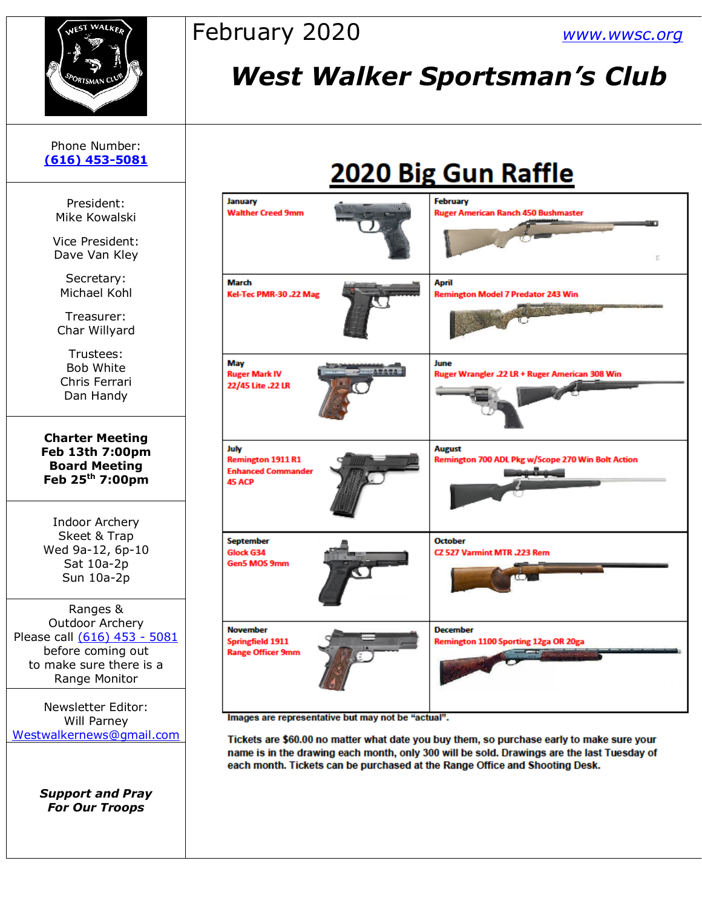# West Walker Sportsman's Club

February 2020

www.wwsc.org

Phone Number: (616) 453-5081

President:
Mike Kowalski

Vice President:
Dave Van Kley

Secretary:
Michael Kohl

Treasurer:
Char Willyard

Trustees:
Bob White
Chris Ferrari
Dan Handy

**Charter Meeting**
**Feb 13th 7:00pm**
**Board Meeting**
**Feb 25th 7:00pm**

Indoor Archery
Skeet & Trap
Wed 9a-12, 6p-10
Sat 10a-2p
Sun 10a-2p

Ranges &
Outdoor Archery
Please call (616) 453 - 5081
before coming out
to make sure there is a
Range Monitor

Newsletter Editor:
Will Parney
Westwalkernews@gmail.com

***Support and Pray For Our Troops***

## 2020 Big Gun Raffle

| | |
|---|---|
| **January** Walther Creed 9mm | **February** Ruger American Ranch 450 Bushmaster |
| **March** Kel-Tec PMR-30 .22 Mag | **April** Remington Model 7 Predator 243 Win |
| **May** Ruger Mark IV 22/45 Lite .22 LR | **June** Ruger Wrangler .22 LR + Ruger American 308 Win |
| **July** Remington 1911 R1 Enhanced Commander 45 ACP | **August** Remington 700 ADL Pkg w/Scope 270 Win Bolt Action |
| **September** Glock G34 Gen5 MOS 9mm | **October** CZ 527 Varmint MTR .223 Rem |
| **November** Springfield 1911 Range Officer 9mm | **December** Remington 1100 Sporting 12ga OR 20ga |

Images are representative but may not be "actual".

Tickets are $60.00 no matter what date you buy them, so purchase early to make sure your name is in the drawing each month, only 300 will be sold. Drawings are the last Tuesday of each month. Tickets can be purchased at the Range Office and Shooting Desk.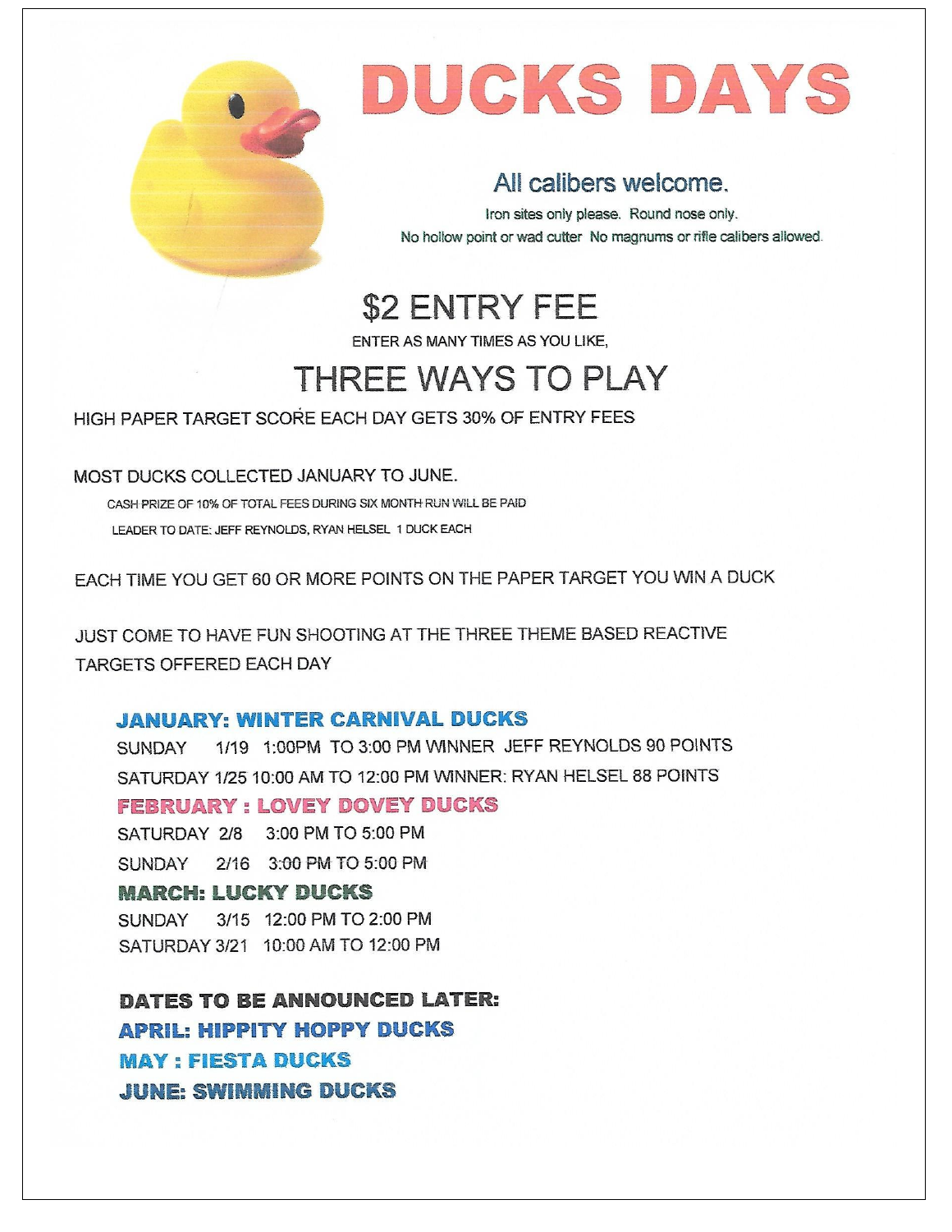# DUCKS DAYS

## All calibers welcome.

Iron sites only please. Round nose only.
No hollow point or wad cutter No magnums or rifle calibers allowed.

## $2 ENTRY FEE

ENTER AS MANY TIMES AS YOU LIKE,

## THREE WAYS TO PLAY

HIGH PAPER TARGET SCORE EACH DAY GETS 30% OF ENTRY FEES

MOST DUCKS COLLECTED JANUARY TO JUNE.

CASH PRIZE OF 10% OF TOTAL FEES DURING SIX MONTH RUN WILL BE PAID

LEADER TO DATE: JEFF REYNOLDS, RYAN HELSEL 1 DUCK EACH

EACH TIME YOU GET 60 OR MORE POINTS ON THE PAPER TARGET YOU WIN A DUCK

JUST COME TO HAVE FUN SHOOTING AT THE THREE THEME BASED REACTIVE TARGETS OFFERED EACH DAY

### JANUARY: WINTER CARNIVAL DUCKS

SUNDAY 1/19 1:00PM TO 3:00 PM WINNER JEFF REYNOLDS 90 POINTS

SATURDAY 1/25 10:00 AM TO 12:00 PM WINNER: RYAN HELSEL 88 POINTS

### FEBRUARY : LOVEY DOVEY DUCKS

SATURDAY 2/8 3:00 PM TO 5:00 PM

SUNDAY 2/16 3:00 PM TO 5:00 PM

### MARCH: LUCKY DUCKS

SUNDAY 3/15 12:00 PM TO 2:00 PM

SATURDAY 3/21 10:00 AM TO 12:00 PM

### DATES TO BE ANNOUNCED LATER:

### APRIL: HIPPITY HOPPY DUCKS

### MAY : FIESTA DUCKS

### JUNE: SWIMMING DUCKS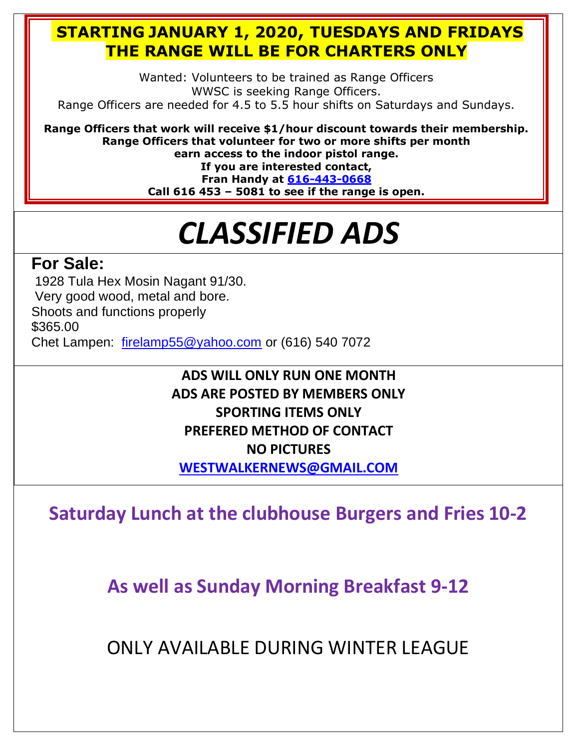**STARTING JANUARY 1, 2020, TUESDAYS AND FRIDAYS THE RANGE WILL BE FOR CHARTERS ONLY**

Wanted: Volunteers to be trained as Range Officers
WWSC is seeking Range Officers.
Range Officers are needed for 4.5 to 5.5 hour shifts on Saturdays and Sundays.

**Range Officers that work will receive $1/hour discount towards their membership.**
**Range Officers that volunteer for two or more shifts per month earn access to the indoor pistol range.**
**If you are interested contact,**
**Fran Handy at 616-443-0668**
**Call 616 453 – 5081 to see if the range is open.**

# *CLASSIFIED ADS*

## For Sale:

1928 Tula Hex Mosin Nagant 91/30.
Very good wood, metal and bore.
Shoots and functions properly
$365.00
Chet Lampen: firelamp55@yahoo.com or (616) 540 7072

**ADS WILL ONLY RUN ONE MONTH**
**ADS ARE POSTED BY MEMBERS ONLY**
**SPORTING ITEMS ONLY**
**PREFERED METHOD OF CONTACT**
**NO PICTURES**
**WESTWALKERNEWS@GMAIL.COM**

**Saturday Lunch at the clubhouse Burgers and Fries 10-2**

**As well as Sunday Morning Breakfast 9-12**

ONLY AVAILABLE DURING WINTER LEAGUE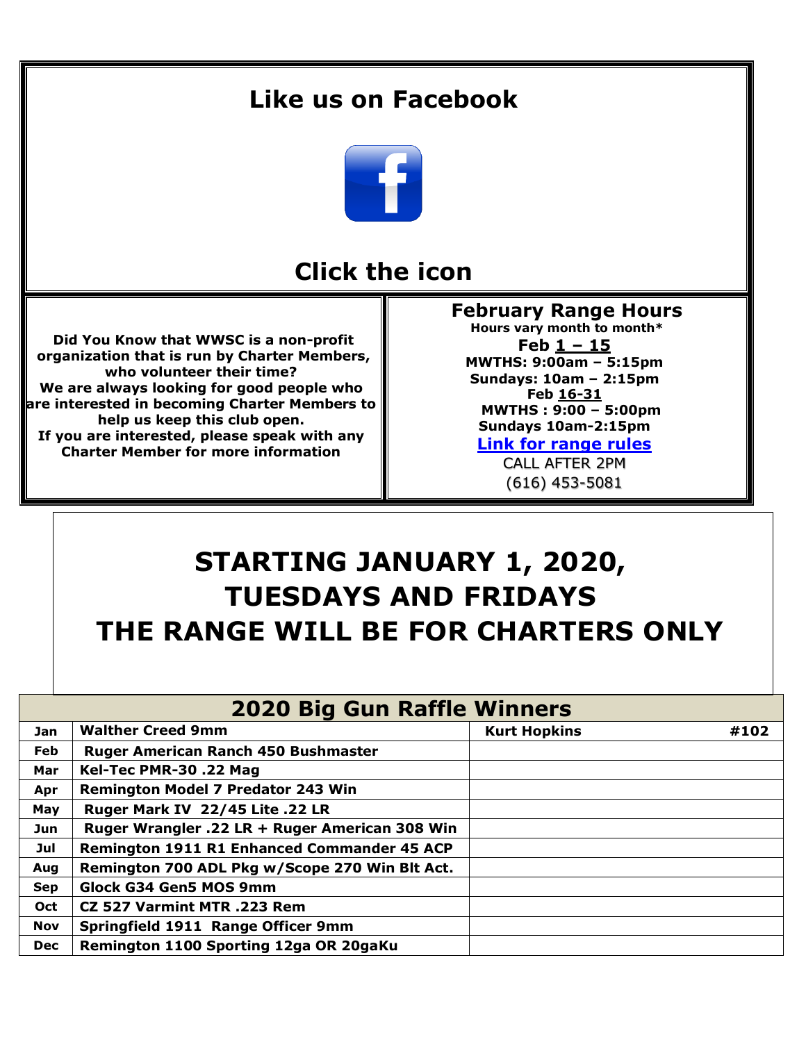## Like us on Facebook

## Click the icon

**Did You Know that WWSC is a non-profit organization that is run by Charter Members, who volunteer their time?**
**We are always looking for good people who are interested in becoming Charter Members to help us keep this club open.**
**If you are interested, please speak with any Charter Member for more information**

### February Range Hours

**Hours vary month to month***

**Feb 1 – 15**
**MWTHS: 9:00am – 5:15pm**
**Sundays: 10am – 2:15pm**

**Feb 16-31**
**MWTHS : 9:00 – 5:00pm**
**Sundays 10am-2:15pm**

**Link for range rules**

CALL AFTER 2PM
(616) 453-5081

# STARTING JANUARY 1, 2020, TUESDAYS AND FRIDAYS THE RANGE WILL BE FOR CHARTERS ONLY

| 2020 Big Gun Raffle Winners | | | |
|---|---|---|---|
| **Jan** | **Walther Creed 9mm** | **Kurt Hopkins** | **#102** |
| **Feb** | **Ruger American Ranch 450 Bushmaster** | | |
| **Mar** | **Kel-Tec PMR-30 .22 Mag** | | |
| **Apr** | **Remington Model 7 Predator 243 Win** | | |
| **May** | **Ruger Mark IV 22/45 Lite .22 LR** | | |
| **Jun** | **Ruger Wrangler .22 LR + Ruger American 308 Win** | | |
| **Jul** | **Remington 1911 R1 Enhanced Commander 45 ACP** | | |
| **Aug** | **Remington 700 ADL Pkg w/Scope 270 Win Blt Act.** | | |
| **Sep** | **Glock G34 Gen5 MOS 9mm** | | |
| **Oct** | **CZ 527 Varmint MTR .223 Rem** | | |
| **Nov** | **Springfield 1911 Range Officer 9mm** | | |
| **Dec** | **Remington 1100 Sporting 12ga OR 20gaKu** | | |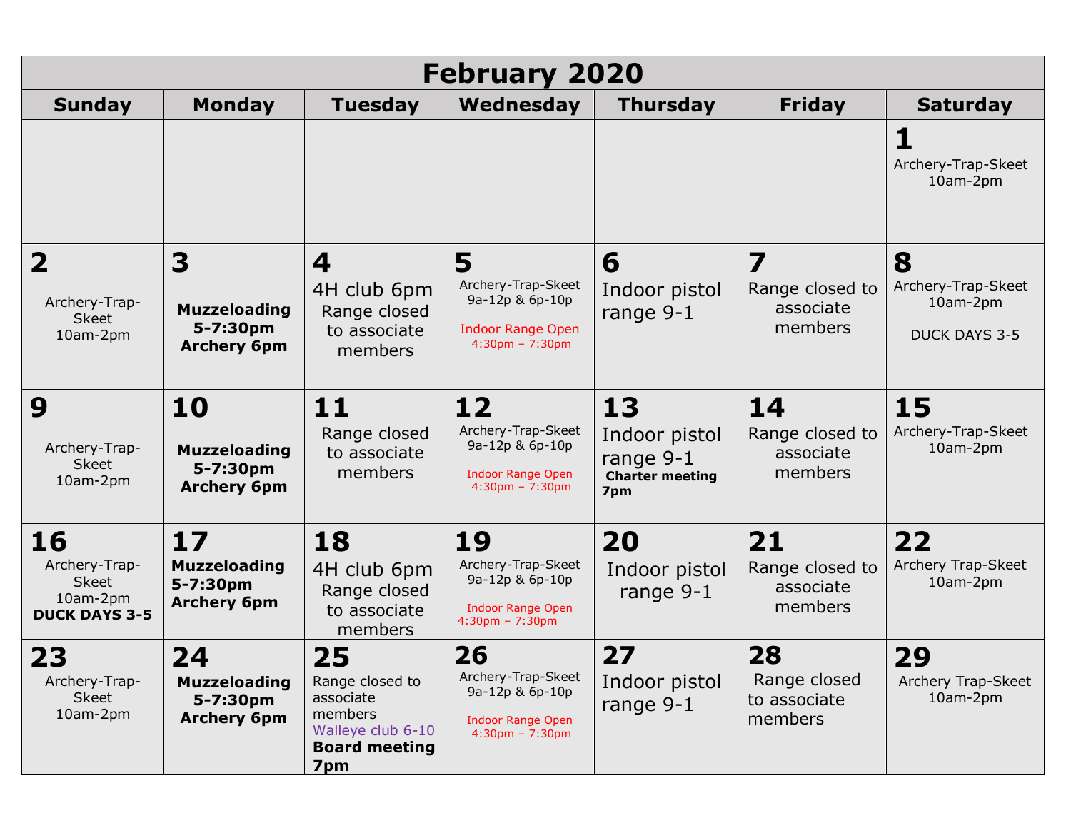# February 2020

| Sunday | Monday | Tuesday | Wednesday | Thursday | Friday | Saturday |
|---|---|---|---|---|---|---|
| | | | | | | **1** Archery-Trap-Skeet 10am-2pm |
| **2** Archery-Trap-Skeet 10am-2pm | **3** **Muzzeloading 5-7:30pm Archery 6pm** | **4** 4H club 6pm Range closed to associate members | **5** Archery-Trap-Skeet 9a-12p & 6p-10p Indoor Range Open 4:30pm – 7:30pm | **6** Indoor pistol range 9-1 | **7** Range closed to associate members | **8** Archery-Trap-Skeet 10am-2pm DUCK DAYS 3-5 |
| **9** Archery-Trap-Skeet 10am-2pm | **10** **Muzzeloading 5-7:30pm Archery 6pm** | **11** Range closed to associate members | **12** Archery-Trap-Skeet 9a-12p & 6p-10p Indoor Range Open 4:30pm – 7:30pm | **13** Indoor pistol range 9-1 **Charter meeting 7pm** | **14** Range closed to associate members | **15** Archery-Trap-Skeet 10am-2pm |
| **16** Archery-Trap-Skeet 10am-2pm **DUCK DAYS 3-5** | **17** **Muzzeloading 5-7:30pm Archery 6pm** | **18** 4H club 6pm Range closed to associate members | **19** Archery-Trap-Skeet 9a-12p & 6p-10p Indoor Range Open 4:30pm – 7:30pm | **20** Indoor pistol range 9-1 | **21** Range closed to associate members | **22** Archery Trap-Skeet 10am-2pm |
| **23** Archery-Trap-Skeet 10am-2pm | **24** **Muzzeloading 5-7:30pm Archery 6pm** | **25** Range closed to associate members Walleye club 6-10 **Board meeting 7pm** | **26** Archery-Trap-Skeet 9a-12p & 6p-10p Indoor Range Open 4:30pm – 7:30pm | **27** Indoor pistol range 9-1 | **28** Range closed to associate members | **29** Archery Trap-Skeet 10am-2pm |